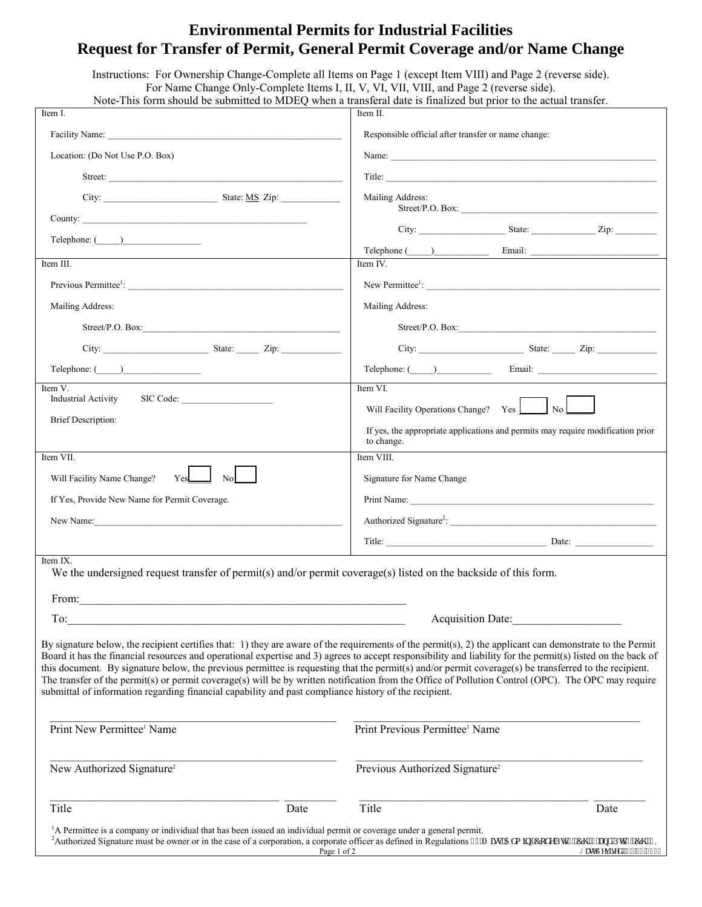# Environmental Permits for Industrial Facilities
# Request for Transfer of Permit, General Permit Coverage and/or Name Change

Instructions: For Ownership Change-Complete all Items on Page 1 (except Item VIII) and Page 2 (reverse side).
For Name Change Only-Complete Items I, II, V, VI, VII, VIII, and Page 2 (reverse side).
Note-This form should be submitted to MDEQ when a transferal date is finalized but prior to the actual transfer.

**Item I.**

Facility Name: ____________________________________________________

Location: (Do Not Use P.O. Box)

Street: ____________________________________________________

City: ________________________ State: MS Zip: ____________

County: ________________________________________________

Telephone: (_____)________________

**Item II.**

Responsible official after transfer or name change:

Name: ____________________________________________________________

Title: ____________________________________________________________

Mailing Address:
Street/P.O. Box: ____________________________________________

City: __________________ State: _____________ Zip: ________

Telephone (_____)___________ Email: ____________________________

**Item III.**

Previous Permittee[1]: ________________________________________________

Mailing Address:

Street/P.O. Box:____________________________________________

City: ______________________ State: _____ Zip: ____________

Telephone: (_____)________________

**Item IV.**

New Permittee[1]: ____________________________________________________

Mailing Address:

Street/P.O. Box:____________________________________________

City: ______________________ State: _____ Zip: ____________

Telephone: (_____)___________ Email: _________________________

**Item V.**

Industrial Activity SIC Code: ___________________

Brief Description:

**Item VI.**

Will Facility Operations Change? Yes ☐ No ☐

If yes, the appropriate applications and permits may require modification prior to change.

**Item VII.**

Will Facility Name Change? Yes ☐ No ☐

If Yes, Provide New Name for Permit Coverage.

New Name:________________________________________________________

**Item VIII.**

Signature for Name Change

Print Name: ____________________________________________________

Authorized Signature[2]: ____________________________________________

Title: _________________________________ Date: ________________

**Item IX.**

We the undersigned request transfer of permit(s) and/or permit coverage(s) listed on the backside of this form.

From:_______________________________________________________

To:_________________________________________________________ Acquisition Date:__________________

By signature below, the recipient certifies that: 1) they are aware of the requirements of the permit(s), 2) the applicant can demonstrate to the Permit Board it has the financial resources and operational expertise and 3) agrees to accept responsibility and liability for the permit(s) listed on the back of this document. By signature below, the previous permittee is requesting that the permit(s) and/or permit coverage(s) be transferred to the recipient. The transfer of the permit(s) or permit coverage(s) will be by written notification from the Office of Pollution Control (OPC). The OPC may require submittal of information regarding financial capability and past compliance history of the recipient.

_______________________________________________ _______________________________________________
Print New Permittee[1] Name | Print Previous Permittee[1] Name

_______________________________________________ _______________________________________________
New Authorized Signature[2] | Previous Authorized Signature[2]

_____________________________________ _________ _____________________________________ _________
Title | Date | Title | Date

[1]A Permittee is a company or individual that has been issued an individual permit or coverage under a general permit.
[2]Authorized Signature must be owner or in the case of a corporation, a corporate officer as defined in Regulations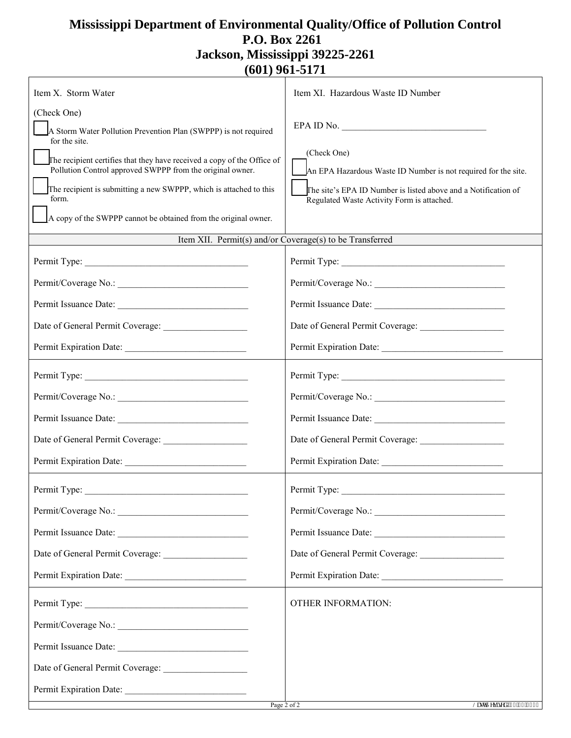# Mississippi Department of Environmental Quality/Office of Pollution Control
**P.O. Box 2261**
**Jackson, Mississippi 39225-2261**
**(601) 961-5171**

| Item X. Storm Water | Item XI. Hazardous Waste ID Number |
|---|---|
| (Check One)<br>☐ A Storm Water Pollution Prevention Plan (SWPPP) is not required for the site.<br>☐ The recipient certifies that they have received a copy of the Office of Pollution Control approved SWPPP from the original owner.<br>☐ The recipient is submitting a new SWPPP, which is attached to this form.<br>☐ A copy of the SWPPP cannot be obtained from the original owner. | EPA ID No. ______________________________<br><br>(Check One)<br>☐ An EPA Hazardous Waste ID Number is not required for the site.<br>☐ The site's EPA ID Number is listed above and a Notification of Regulated Waste Activity Form is attached. |

**Item XII. Permit(s) and/or Coverage(s) to be Transferred**

| | |
|---|---|
| Permit Type: __________________________________<br>Permit/Coverage No.: ___________________________<br>Permit Issuance Date: ___________________________<br>Date of General Permit Coverage: _________________<br>Permit Expiration Date: _________________________ | Permit Type: __________________________________<br>Permit/Coverage No.: ___________________________<br>Permit Issuance Date: ___________________________<br>Date of General Permit Coverage: _________________<br>Permit Expiration Date: _________________________ |
| Permit Type: __________________________________<br>Permit/Coverage No.: ___________________________<br>Permit Issuance Date: ___________________________<br>Date of General Permit Coverage: _________________<br>Permit Expiration Date: _________________________ | Permit Type: __________________________________<br>Permit/Coverage No.: ___________________________<br>Permit Issuance Date: ___________________________<br>Date of General Permit Coverage: _________________<br>Permit Expiration Date: _________________________ |
| Permit Type: __________________________________<br>Permit/Coverage No.: ___________________________<br>Permit Issuance Date: ___________________________<br>Date of General Permit Coverage: _________________<br>Permit Expiration Date: _________________________ | Permit Type: __________________________________<br>Permit/Coverage No.: ___________________________<br>Permit Issuance Date: ___________________________<br>Date of General Permit Coverage: _________________<br>Permit Expiration Date: _________________________ |
| Permit Type: __________________________________<br>Permit/Coverage No.: ___________________________<br>Permit Issuance Date: ___________________________<br>Date of General Permit Coverage: _________________<br>Permit Expiration Date: _________________________ | OTHER INFORMATION: |